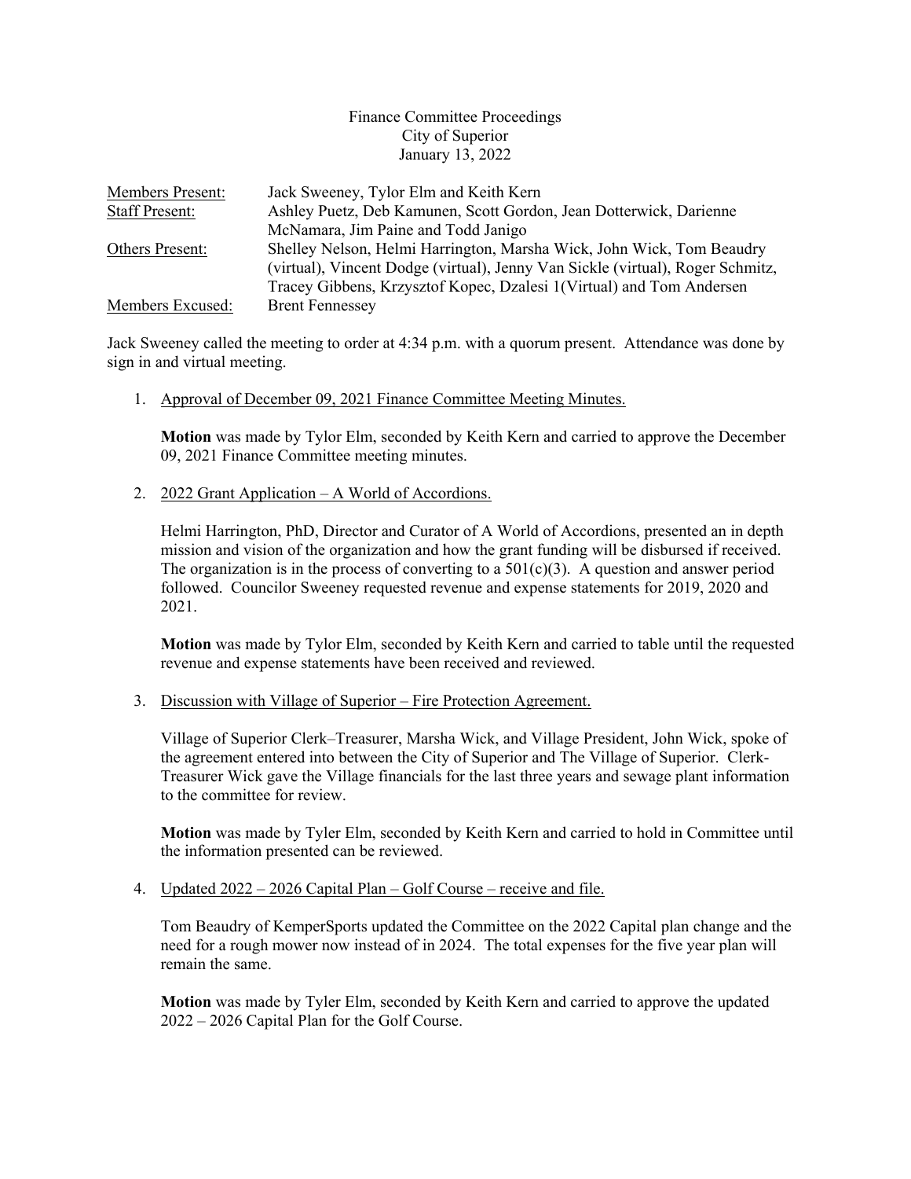Finance Committee Proceedings
City of Superior
January 13, 2022

| | |
|---|---|
| Members Present: | Jack Sweeney, Tylor Elm and Keith Kern |
| Staff Present: | Ashley Puetz, Deb Kamunen, Scott Gordon, Jean Dotterwick, Darienne McNamara, Jim Paine and Todd Janigo |
| Others Present: | Shelley Nelson, Helmi Harrington, Marsha Wick, John Wick, Tom Beaudry (virtual), Vincent Dodge (virtual), Jenny Van Sickle (virtual), Roger Schmitz, Tracey Gibbens, Krzysztof Kopec, Dzalesi 1(Virtual) and Tom Andersen |
| Members Excused: | Brent Fennessey |

Jack Sweeney called the meeting to order at 4:34 p.m. with a quorum present. Attendance was done by sign in and virtual meeting.

1. Approval of December 09, 2021 Finance Committee Meeting Minutes.

   **Motion** was made by Tylor Elm, seconded by Keith Kern and carried to approve the December 09, 2021 Finance Committee meeting minutes.

2. 2022 Grant Application – A World of Accordions.

   Helmi Harrington, PhD, Director and Curator of A World of Accordions, presented an in depth mission and vision of the organization and how the grant funding will be disbursed if received. The organization is in the process of converting to a 501(c)(3). A question and answer period followed. Councilor Sweeney requested revenue and expense statements for 2019, 2020 and 2021.

   **Motion** was made by Tylor Elm, seconded by Keith Kern and carried to table until the requested revenue and expense statements have been received and reviewed.

3. Discussion with Village of Superior – Fire Protection Agreement.

   Village of Superior Clerk–Treasurer, Marsha Wick, and Village President, John Wick, spoke of the agreement entered into between the City of Superior and The Village of Superior. Clerk-Treasurer Wick gave the Village financials for the last three years and sewage plant information to the committee for review.

   **Motion** was made by Tyler Elm, seconded by Keith Kern and carried to hold in Committee until the information presented can be reviewed.

4. Updated 2022 – 2026 Capital Plan – Golf Course – receive and file.

   Tom Beaudry of KemperSports updated the Committee on the 2022 Capital plan change and the need for a rough mower now instead of in 2024. The total expenses for the five year plan will remain the same.

   **Motion** was made by Tyler Elm, seconded by Keith Kern and carried to approve the updated 2022 – 2026 Capital Plan for the Golf Course.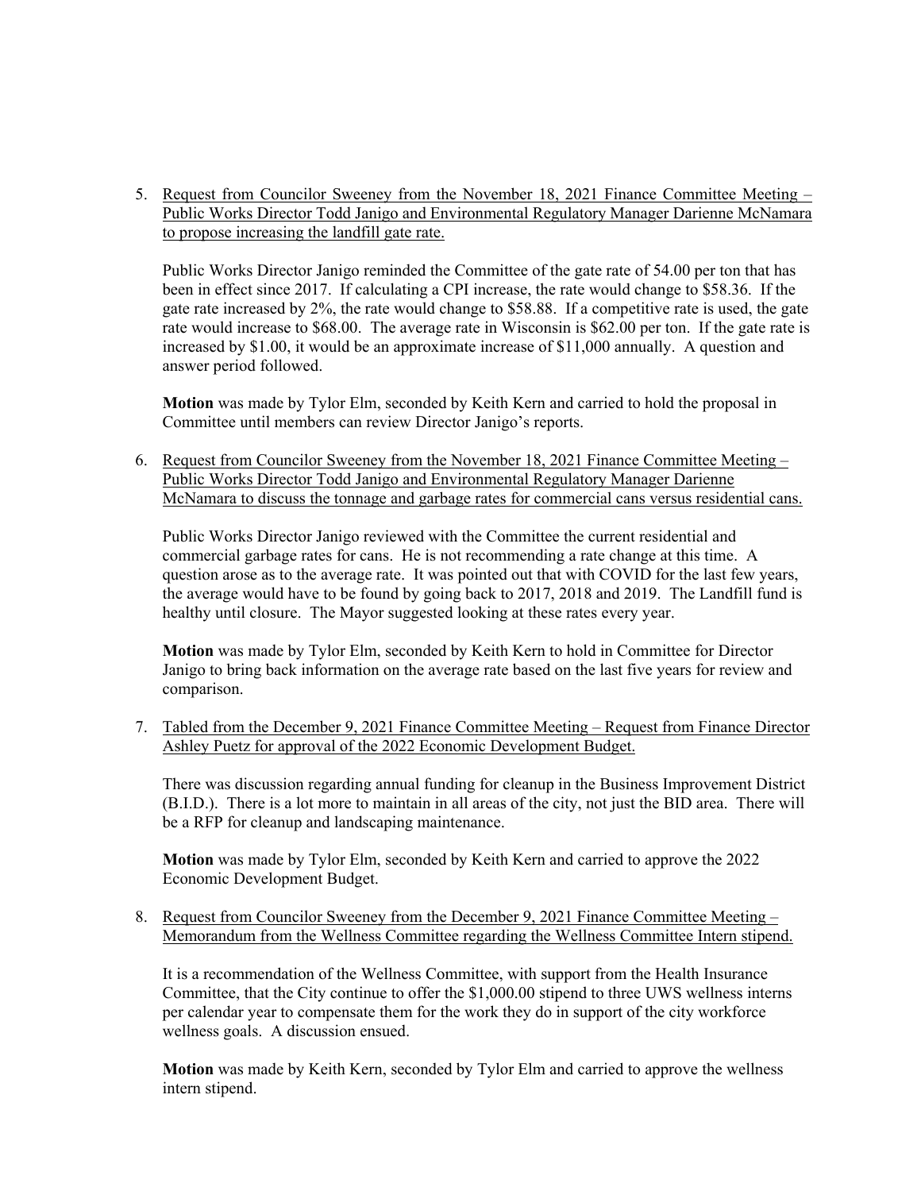5. Request from Councilor Sweeney from the November 18, 2021 Finance Committee Meeting – Public Works Director Todd Janigo and Environmental Regulatory Manager Darienne McNamara to propose increasing the landfill gate rate.

   Public Works Director Janigo reminded the Committee of the gate rate of 54.00 per ton that has been in effect since 2017. If calculating a CPI increase, the rate would change to $58.36. If the gate rate increased by 2%, the rate would change to $58.88. If a competitive rate is used, the gate rate would increase to $68.00. The average rate in Wisconsin is $62.00 per ton. If the gate rate is increased by $1.00, it would be an approximate increase of $11,000 annually. A question and answer period followed.

   **Motion** was made by Tylor Elm, seconded by Keith Kern and carried to hold the proposal in Committee until members can review Director Janigo's reports.

6. Request from Councilor Sweeney from the November 18, 2021 Finance Committee Meeting – Public Works Director Todd Janigo and Environmental Regulatory Manager Darienne McNamara to discuss the tonnage and garbage rates for commercial cans versus residential cans.

   Public Works Director Janigo reviewed with the Committee the current residential and commercial garbage rates for cans. He is not recommending a rate change at this time. A question arose as to the average rate. It was pointed out that with COVID for the last few years, the average would have to be found by going back to 2017, 2018 and 2019. The Landfill fund is healthy until closure. The Mayor suggested looking at these rates every year.

   **Motion** was made by Tylor Elm, seconded by Keith Kern to hold in Committee for Director Janigo to bring back information on the average rate based on the last five years for review and comparison.

7. Tabled from the December 9, 2021 Finance Committee Meeting – Request from Finance Director Ashley Puetz for approval of the 2022 Economic Development Budget.

   There was discussion regarding annual funding for cleanup in the Business Improvement District (B.I.D.). There is a lot more to maintain in all areas of the city, not just the BID area. There will be a RFP for cleanup and landscaping maintenance.

   **Motion** was made by Tylor Elm, seconded by Keith Kern and carried to approve the 2022 Economic Development Budget.

8. Request from Councilor Sweeney from the December 9, 2021 Finance Committee Meeting – Memorandum from the Wellness Committee regarding the Wellness Committee Intern stipend.

   It is a recommendation of the Wellness Committee, with support from the Health Insurance Committee, that the City continue to offer the $1,000.00 stipend to three UWS wellness interns per calendar year to compensate them for the work they do in support of the city workforce wellness goals. A discussion ensued.

   **Motion** was made by Keith Kern, seconded by Tylor Elm and carried to approve the wellness intern stipend.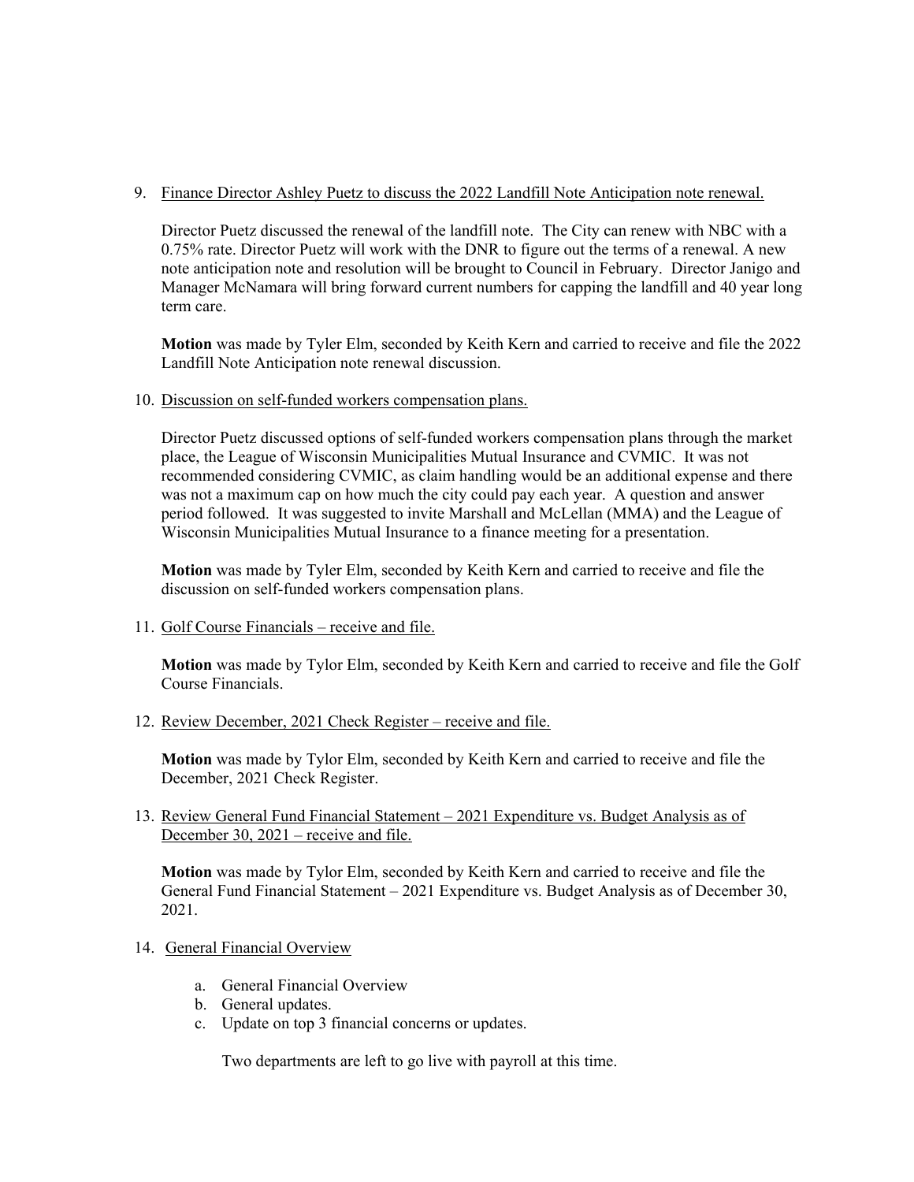9. Finance Director Ashley Puetz to discuss the 2022 Landfill Note Anticipation note renewal.

   Director Puetz discussed the renewal of the landfill note. The City can renew with NBC with a 0.75% rate. Director Puetz will work with the DNR to figure out the terms of a renewal. A new note anticipation note and resolution will be brought to Council in February. Director Janigo and Manager McNamara will bring forward current numbers for capping the landfill and 40 year long term care.

   **Motion** was made by Tyler Elm, seconded by Keith Kern and carried to receive and file the 2022 Landfill Note Anticipation note renewal discussion.

10. Discussion on self-funded workers compensation plans.

    Director Puetz discussed options of self-funded workers compensation plans through the market place, the League of Wisconsin Municipalities Mutual Insurance and CVMIC. It was not recommended considering CVMIC, as claim handling would be an additional expense and there was not a maximum cap on how much the city could pay each year. A question and answer period followed. It was suggested to invite Marshall and McLellan (MMA) and the League of Wisconsin Municipalities Mutual Insurance to a finance meeting for a presentation.

    **Motion** was made by Tyler Elm, seconded by Keith Kern and carried to receive and file the discussion on self-funded workers compensation plans.

11. Golf Course Financials – receive and file.

    **Motion** was made by Tylor Elm, seconded by Keith Kern and carried to receive and file the Golf Course Financials.

12. Review December, 2021 Check Register – receive and file.

    **Motion** was made by Tylor Elm, seconded by Keith Kern and carried to receive and file the December, 2021 Check Register.

13. Review General Fund Financial Statement – 2021 Expenditure vs. Budget Analysis as of December 30, 2021 – receive and file.

    **Motion** was made by Tylor Elm, seconded by Keith Kern and carried to receive and file the General Fund Financial Statement – 2021 Expenditure vs. Budget Analysis as of December 30, 2021.

14. General Financial Overview

    a. General Financial Overview
    b. General updates.
    c. Update on top 3 financial concerns or updates.

       Two departments are left to go live with payroll at this time.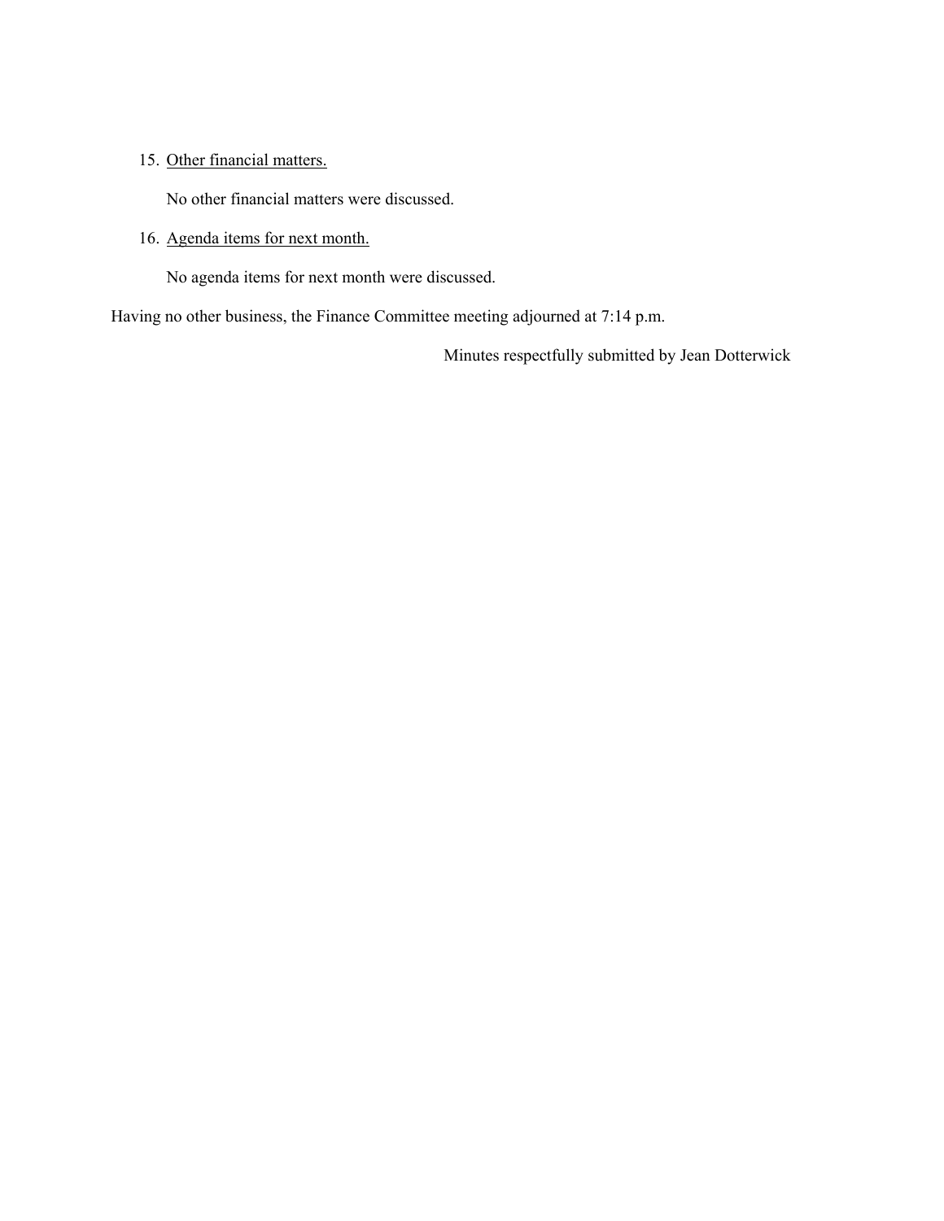15. <u>Other financial matters.</u>

    No other financial matters were discussed.

16. <u>Agenda items for next month.</u>

    No agenda items for next month were discussed.

Having no other business, the Finance Committee meeting adjourned at 7:14 p.m.

Minutes respectfully submitted by Jean Dotterwick